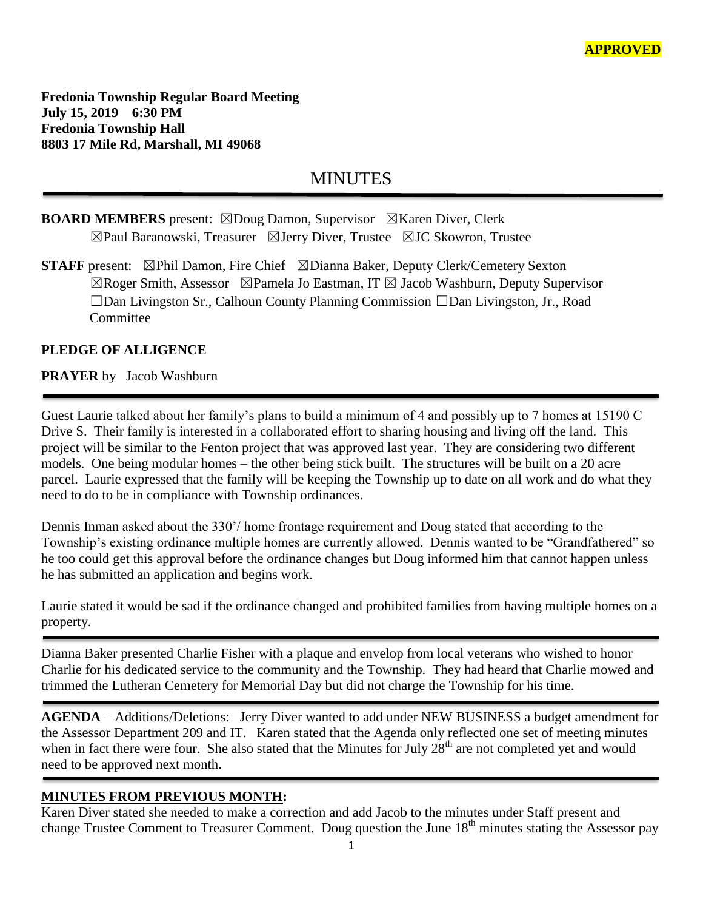**APPROVED**

**Fredonia Township Regular Board Meeting**
**July 15, 2019 6:30 PM**
**Fredonia Township Hall**
**8803 17 Mile Rd, Marshall, MI 49068**

# MINUTES

**BOARD MEMBERS** present: ☒Doug Damon, Supervisor ☒Karen Diver, Clerk ☒Paul Baranowski, Treasurer ☒Jerry Diver, Trustee ☒JC Skowron, Trustee

**STAFF** present: ☒Phil Damon, Fire Chief ☒Dianna Baker, Deputy Clerk/Cemetery Sexton ☒Roger Smith, Assessor ☒Pamela Jo Eastman, IT ☒ Jacob Washburn, Deputy Supervisor ☐Dan Livingston Sr., Calhoun County Planning Commission ☐Dan Livingston, Jr., Road Committee

**PLEDGE OF ALLIGENCE**

**PRAYER** by Jacob Washburn

---

Guest Laurie talked about her family's plans to build a minimum of 4 and possibly up to 7 homes at 15190 C Drive S. Their family is interested in a collaborated effort to sharing housing and living off the land. This project will be similar to the Fenton project that was approved last year. They are considering two different models. One being modular homes – the other being stick built. The structures will be built on a 20 acre parcel. Laurie expressed that the family will be keeping the Township up to date on all work and do what they need to do to be in compliance with Township ordinances.

Dennis Inman asked about the 330'/ home frontage requirement and Doug stated that according to the Township's existing ordinance multiple homes are currently allowed. Dennis wanted to be "Grandfathered" so he too could get this approval before the ordinance changes but Doug informed him that cannot happen unless he has submitted an application and begins work.

Laurie stated it would be sad if the ordinance changed and prohibited families from having multiple homes on a property.

---

Dianna Baker presented Charlie Fisher with a plaque and envelop from local veterans who wished to honor Charlie for his dedicated service to the community and the Township. They had heard that Charlie mowed and trimmed the Lutheran Cemetery for Memorial Day but did not charge the Township for his time.

---

**AGENDA** – Additions/Deletions: Jerry Diver wanted to add under NEW BUSINESS a budget amendment for the Assessor Department 209 and IT. Karen stated that the Agenda only reflected one set of meeting minutes when in fact there were four. She also stated that the Minutes for July 28th are not completed yet and would need to be approved next month.

---

## MINUTES FROM PREVIOUS MONTH:

Karen Diver stated she needed to make a correction and add Jacob to the minutes under Staff present and change Trustee Comment to Treasurer Comment. Doug question the June 18th minutes stating the Assessor pay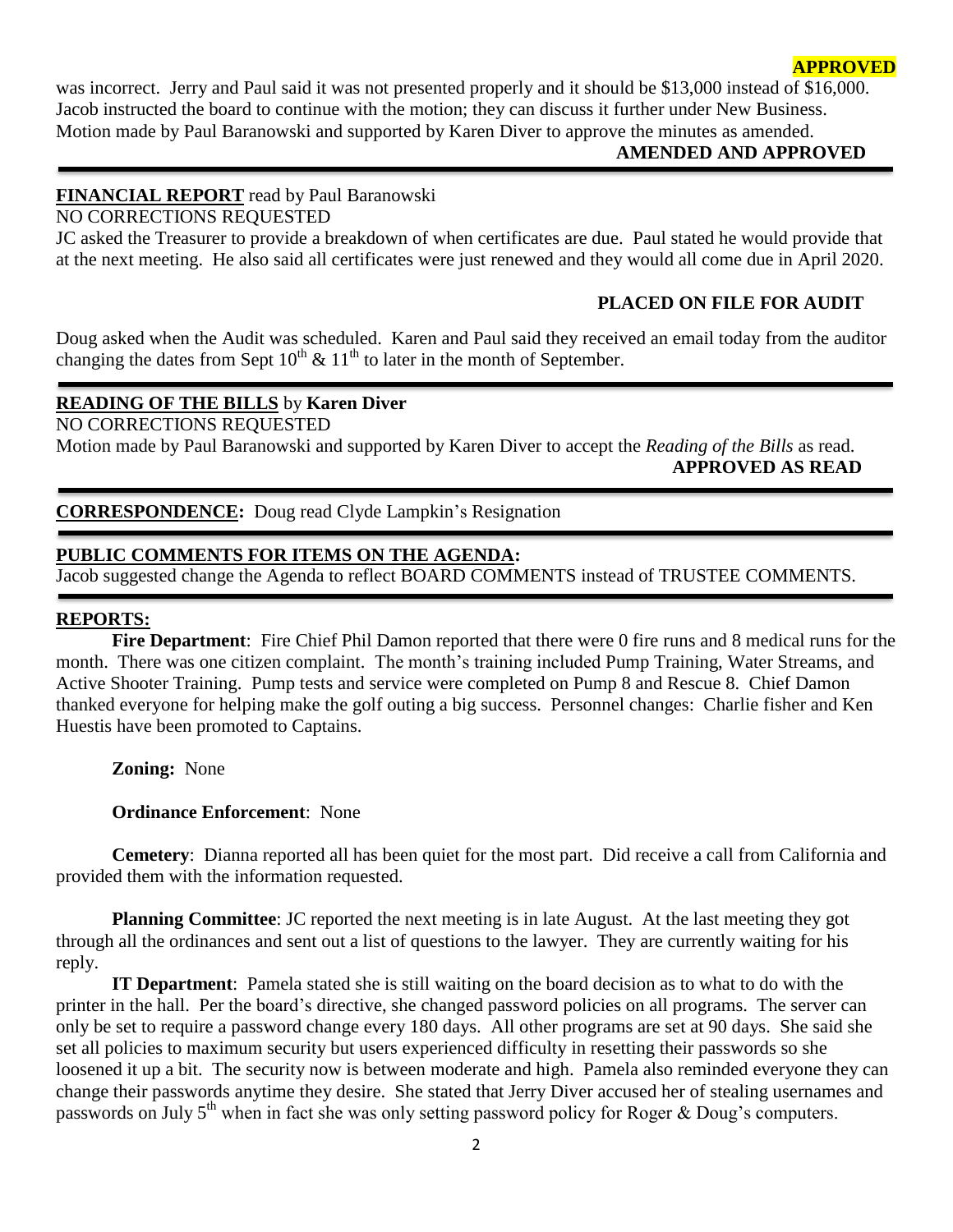**APPROVED**

was incorrect. Jerry and Paul said it was not presented properly and it should be $13,000 instead of $16,000. Jacob instructed the board to continue with the motion; they can discuss it further under New Business. Motion made by Paul Baranowski and supported by Karen Diver to approve the minutes as amended.

**AMENDED AND APPROVED**

---

**FINANCIAL REPORT** read by Paul Baranowski

NO CORRECTIONS REQUESTED

JC asked the Treasurer to provide a breakdown of when certificates are due. Paul stated he would provide that at the next meeting. He also said all certificates were just renewed and they would all come due in April 2020.

**PLACED ON FILE FOR AUDIT**

Doug asked when the Audit was scheduled. Karen and Paul said they received an email today from the auditor changing the dates from Sept 10th & 11th to later in the month of September.

---

**READING OF THE BILLS** by **Karen Diver**

NO CORRECTIONS REQUESTED

Motion made by Paul Baranowski and supported by Karen Diver to accept the *Reading of the Bills* as read.

**APPROVED AS READ**

---

**CORRESPONDENCE:** Doug read Clyde Lampkin's Resignation

---

**PUBLIC COMMENTS FOR ITEMS ON THE AGENDA:**

Jacob suggested change the Agenda to reflect BOARD COMMENTS instead of TRUSTEE COMMENTS.

---

**REPORTS:**

**Fire Department**: Fire Chief Phil Damon reported that there were 0 fire runs and 8 medical runs for the month. There was one citizen complaint. The month's training included Pump Training, Water Streams, and Active Shooter Training. Pump tests and service were completed on Pump 8 and Rescue 8. Chief Damon thanked everyone for helping make the golf outing a big success. Personnel changes: Charlie fisher and Ken Huestis have been promoted to Captains.

**Zoning:** None

**Ordinance Enforcement**: None

**Cemetery**: Dianna reported all has been quiet for the most part. Did receive a call from California and provided them with the information requested.

**Planning Committee**: JC reported the next meeting is in late August. At the last meeting they got through all the ordinances and sent out a list of questions to the lawyer. They are currently waiting for his reply.

**IT Department**: Pamela stated she is still waiting on the board decision as to what to do with the printer in the hall. Per the board's directive, she changed password policies on all programs. The server can only be set to require a password change every 180 days. All other programs are set at 90 days. She said she set all policies to maximum security but users experienced difficulty in resetting their passwords so she loosened it up a bit. The security now is between moderate and high. Pamela also reminded everyone they can change their passwords anytime they desire. She stated that Jerry Diver accused her of stealing usernames and passwords on July 5th when in fact she was only setting password policy for Roger & Doug's computers.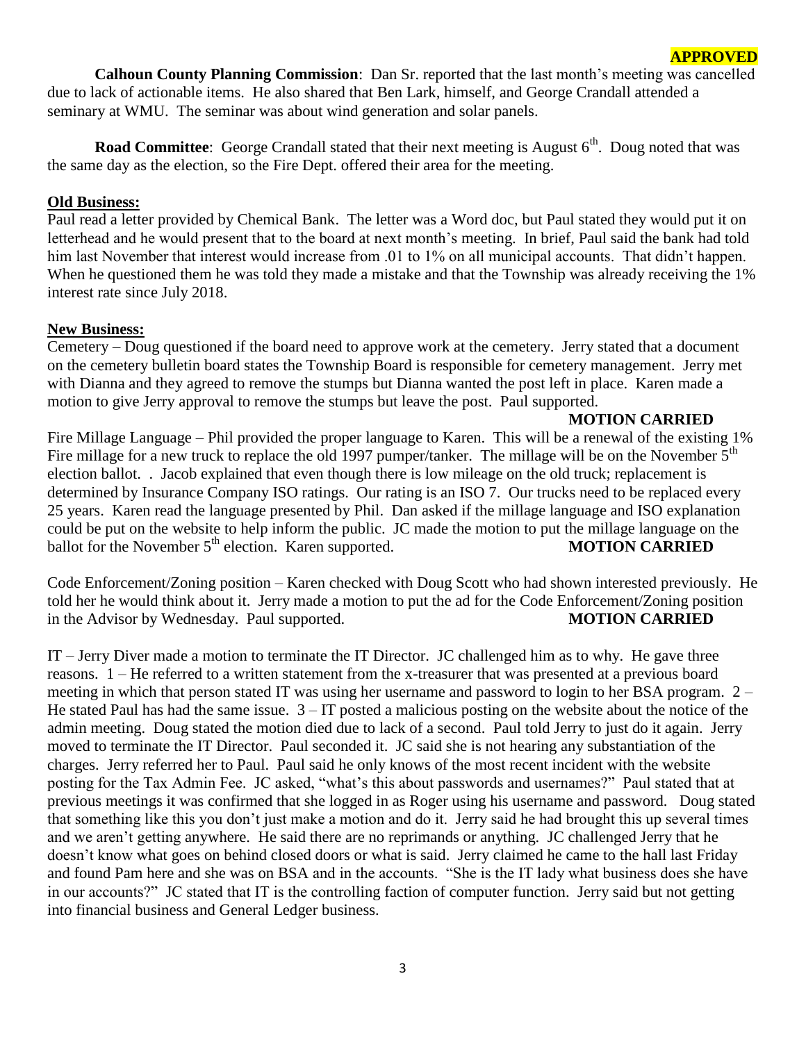**APPROVED**

**Calhoun County Planning Commission**: Dan Sr. reported that the last month's meeting was cancelled due to lack of actionable items. He also shared that Ben Lark, himself, and George Crandall attended a seminary at WMU. The seminar was about wind generation and solar panels.

**Road Committee**: George Crandall stated that their next meeting is August 6th. Doug noted that was the same day as the election, so the Fire Dept. offered their area for the meeting.

**Old Business:**

Paul read a letter provided by Chemical Bank. The letter was a Word doc, but Paul stated they would put it on letterhead and he would present that to the board at next month's meeting. In brief, Paul said the bank had told him last November that interest would increase from .01 to 1% on all municipal accounts. That didn't happen. When he questioned them he was told they made a mistake and that the Township was already receiving the 1% interest rate since July 2018.

**New Business:**

Cemetery – Doug questioned if the board need to approve work at the cemetery. Jerry stated that a document on the cemetery bulletin board states the Township Board is responsible for cemetery management. Jerry met with Dianna and they agreed to remove the stumps but Dianna wanted the post left in place. Karen made a motion to give Jerry approval to remove the stumps but leave the post. Paul supported.

**MOTION CARRIED**

Fire Millage Language – Phil provided the proper language to Karen. This will be a renewal of the existing 1% Fire millage for a new truck to replace the old 1997 pumper/tanker. The millage will be on the November 5th election ballot. . Jacob explained that even though there is low mileage on the old truck; replacement is determined by Insurance Company ISO ratings. Our rating is an ISO 7. Our trucks need to be replaced every 25 years. Karen read the language presented by Phil. Dan asked if the millage language and ISO explanation could be put on the website to help inform the public. JC made the motion to put the millage language on the ballot for the November 5th election. Karen supported. **MOTION CARRIED**

Code Enforcement/Zoning position – Karen checked with Doug Scott who had shown interested previously. He told her he would think about it. Jerry made a motion to put the ad for the Code Enforcement/Zoning position in the Advisor by Wednesday. Paul supported. **MOTION CARRIED**

IT – Jerry Diver made a motion to terminate the IT Director. JC challenged him as to why. He gave three reasons. 1 – He referred to a written statement from the x-treasurer that was presented at a previous board meeting in which that person stated IT was using her username and password to login to her BSA program. 2 – He stated Paul has had the same issue. 3 – IT posted a malicious posting on the website about the notice of the admin meeting. Doug stated the motion died due to lack of a second. Paul told Jerry to just do it again. Jerry moved to terminate the IT Director. Paul seconded it. JC said she is not hearing any substantiation of the charges. Jerry referred her to Paul. Paul said he only knows of the most recent incident with the website posting for the Tax Admin Fee. JC asked, "what's this about passwords and usernames?" Paul stated that at previous meetings it was confirmed that she logged in as Roger using his username and password. Doug stated that something like this you don't just make a motion and do it. Jerry said he had brought this up several times and we aren't getting anywhere. He said there are no reprimands or anything. JC challenged Jerry that he doesn't know what goes on behind closed doors or what is said. Jerry claimed he came to the hall last Friday and found Pam here and she was on BSA and in the accounts. "She is the IT lady what business does she have in our accounts?" JC stated that IT is the controlling faction of computer function. Jerry said but not getting into financial business and General Ledger business.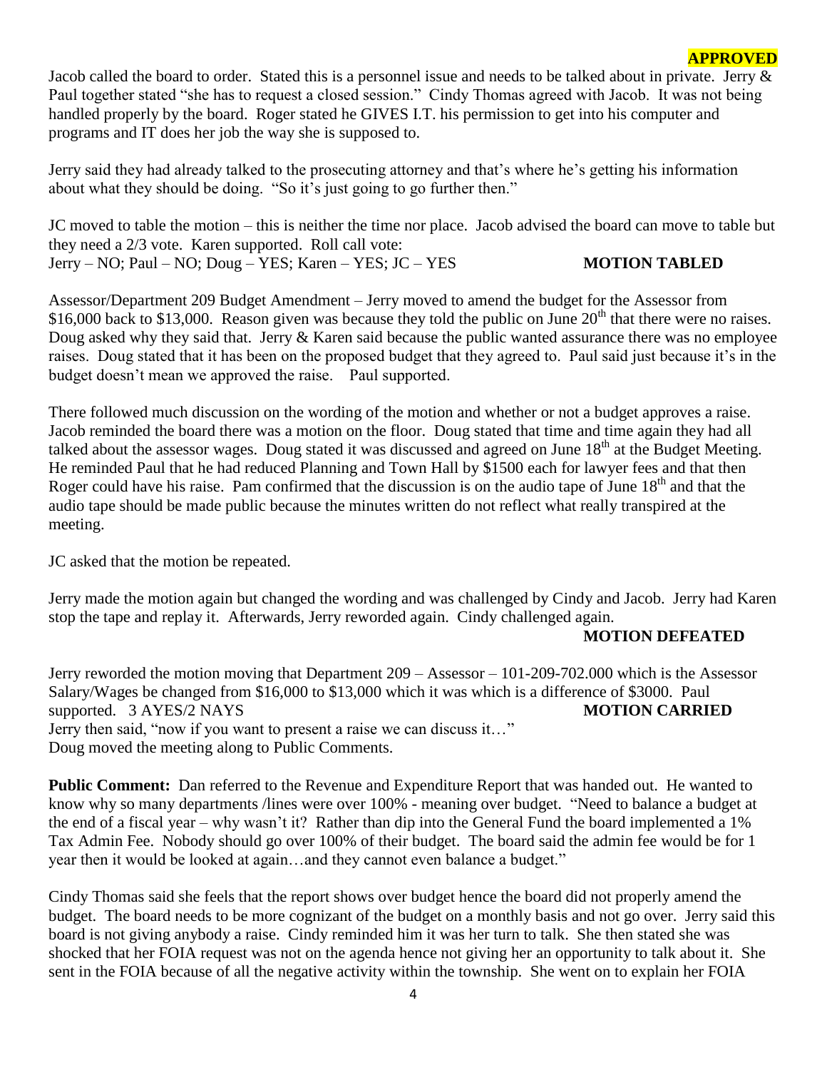**APPROVED**

Jacob called the board to order. Stated this is a personnel issue and needs to be talked about in private. Jerry & Paul together stated "she has to request a closed session." Cindy Thomas agreed with Jacob. It was not being handled properly by the board. Roger stated he GIVES I.T. his permission to get into his computer and programs and IT does her job the way she is supposed to.

Jerry said they had already talked to the prosecuting attorney and that's where he's getting his information about what they should be doing. "So it's just going to go further then."

JC moved to table the motion – this is neither the time nor place. Jacob advised the board can move to table but they need a 2/3 vote. Karen supported. Roll call vote:
Jerry – NO; Paul – NO; Doug – YES; Karen – YES; JC – YES **MOTION TABLED**

Assessor/Department 209 Budget Amendment – Jerry moved to amend the budget for the Assessor from $16,000 back to $13,000. Reason given was because they told the public on June 20th that there were no raises. Doug asked why they said that. Jerry & Karen said because the public wanted assurance there was no employee raises. Doug stated that it has been on the proposed budget that they agreed to. Paul said just because it's in the budget doesn't mean we approved the raise. Paul supported.

There followed much discussion on the wording of the motion and whether or not a budget approves a raise. Jacob reminded the board there was a motion on the floor. Doug stated that time and time again they had all talked about the assessor wages. Doug stated it was discussed and agreed on June 18th at the Budget Meeting. He reminded Paul that he had reduced Planning and Town Hall by $1500 each for lawyer fees and that then Roger could have his raise. Pam confirmed that the discussion is on the audio tape of June 18th and that the audio tape should be made public because the minutes written do not reflect what really transpired at the meeting.

JC asked that the motion be repeated.

Jerry made the motion again but changed the wording and was challenged by Cindy and Jacob. Jerry had Karen stop the tape and replay it. Afterwards, Jerry reworded again. Cindy challenged again.
**MOTION DEFEATED**

Jerry reworded the motion moving that Department 209 – Assessor – 101-209-702.000 which is the Assessor Salary/Wages be changed from $16,000 to $13,000 which it was which is a difference of $3000. Paul supported. 3 AYES/2 NAYS **MOTION CARRIED**
Jerry then said, "now if you want to present a raise we can discuss it…"
Doug moved the meeting along to Public Comments.

**Public Comment:** Dan referred to the Revenue and Expenditure Report that was handed out. He wanted to know why so many departments /lines were over 100% - meaning over budget. "Need to balance a budget at the end of a fiscal year – why wasn't it? Rather than dip into the General Fund the board implemented a 1% Tax Admin Fee. Nobody should go over 100% of their budget. The board said the admin fee would be for 1 year then it would be looked at again…and they cannot even balance a budget."

Cindy Thomas said she feels that the report shows over budget hence the board did not properly amend the budget. The board needs to be more cognizant of the budget on a monthly basis and not go over. Jerry said this board is not giving anybody a raise. Cindy reminded him it was her turn to talk. She then stated she was shocked that her FOIA request was not on the agenda hence not giving her an opportunity to talk about it. She sent in the FOIA because of all the negative activity within the township. She went on to explain her FOIA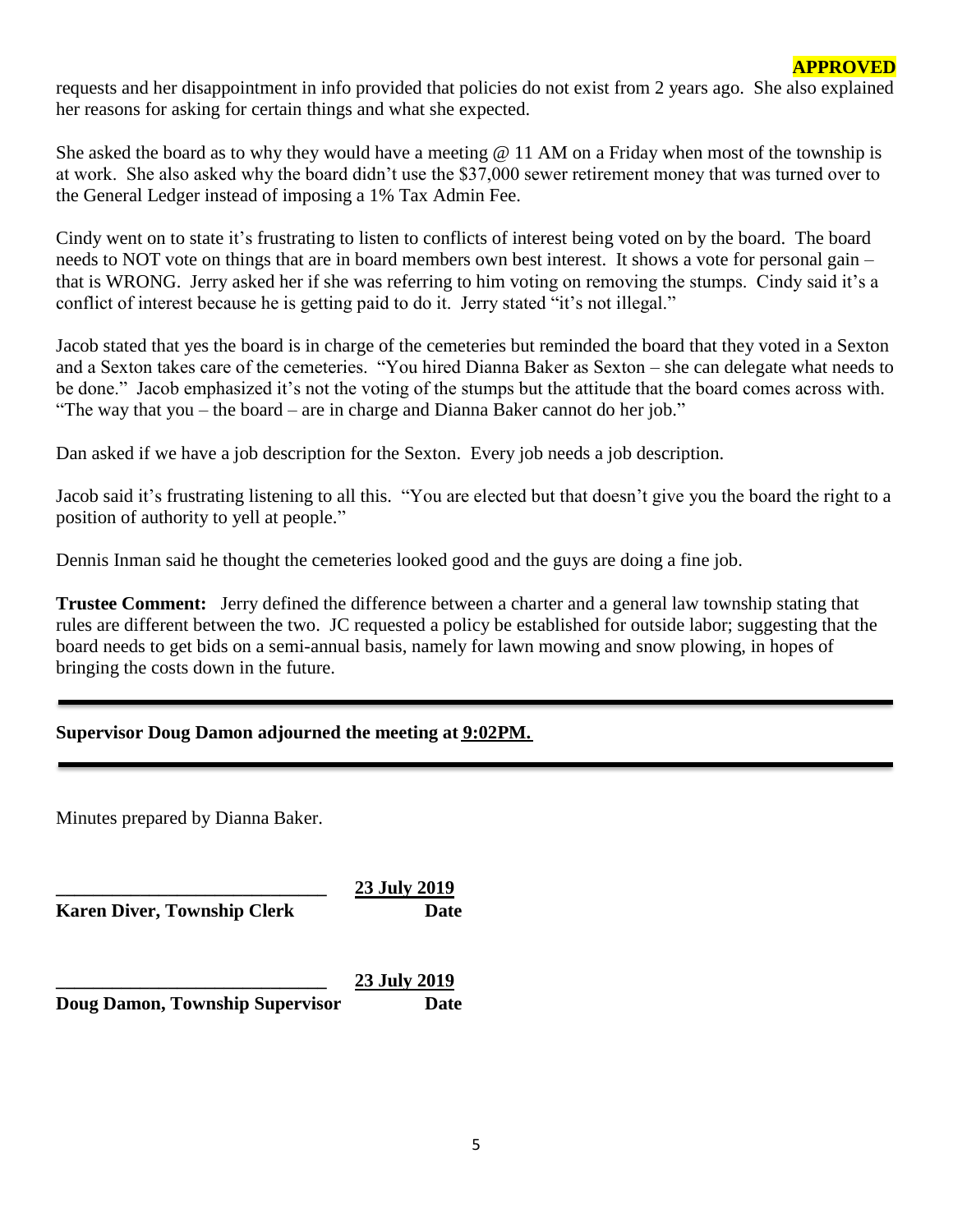**APPROVED**

requests and her disappointment in info provided that policies do not exist from 2 years ago. She also explained her reasons for asking for certain things and what she expected.

She asked the board as to why they would have a meeting @ 11 AM on a Friday when most of the township is at work. She also asked why the board didn't use the $37,000 sewer retirement money that was turned over to the General Ledger instead of imposing a 1% Tax Admin Fee.

Cindy went on to state it's frustrating to listen to conflicts of interest being voted on by the board. The board needs to NOT vote on things that are in board members own best interest. It shows a vote for personal gain – that is WRONG. Jerry asked her if she was referring to him voting on removing the stumps. Cindy said it's a conflict of interest because he is getting paid to do it. Jerry stated "it's not illegal."

Jacob stated that yes the board is in charge of the cemeteries but reminded the board that they voted in a Sexton and a Sexton takes care of the cemeteries. "You hired Dianna Baker as Sexton – she can delegate what needs to be done." Jacob emphasized it's not the voting of the stumps but the attitude that the board comes across with. "The way that you – the board – are in charge and Dianna Baker cannot do her job."

Dan asked if we have a job description for the Sexton. Every job needs a job description.

Jacob said it's frustrating listening to all this. "You are elected but that doesn't give you the board the right to a position of authority to yell at people."

Dennis Inman said he thought the cemeteries looked good and the guys are doing a fine job.

**Trustee Comment:** Jerry defined the difference between a charter and a general law township stating that rules are different between the two. JC requested a policy be established for outside labor; suggesting that the board needs to get bids on a semi-annual basis, namely for lawn mowing and snow plowing, in hopes of bringing the costs down in the future.

---

**Supervisor Doug Damon adjourned the meeting at 9:02PM.**

---

Minutes prepared by Dianna Baker.

\_\_\_\_\_\_\_\_\_\_\_\_\_\_\_\_\_\_\_\_\_\_\_\_\_\_\_\_ **23 July 2019**

**Karen Diver, Township Clerk** **Date**

\_\_\_\_\_\_\_\_\_\_\_\_\_\_\_\_\_\_\_\_\_\_\_\_\_\_\_\_ **23 July 2019**

**Doug Damon, Township Supervisor** **Date**